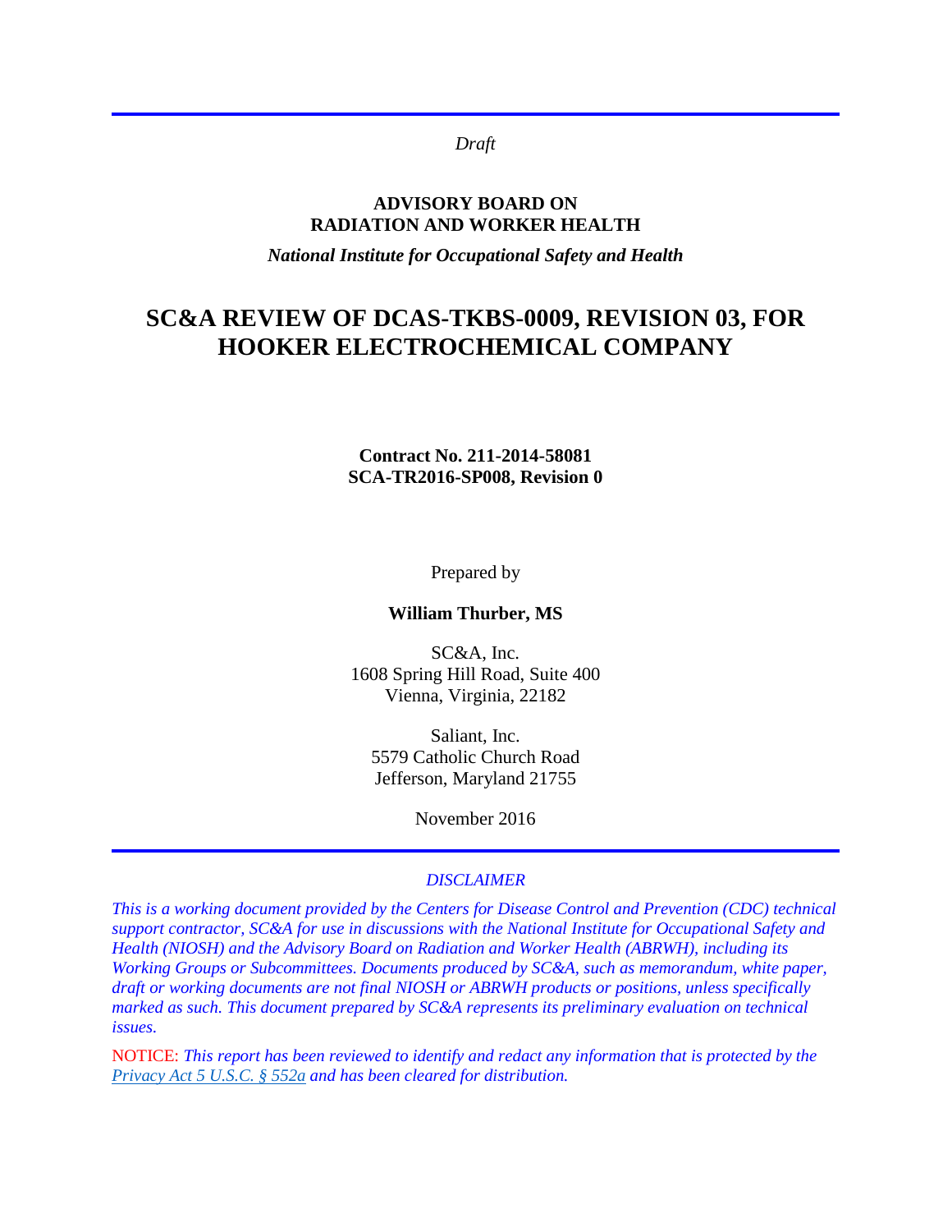*Draft*

**ADVISORY BOARD ON**
**RADIATION AND WORKER HEALTH**

*National Institute for Occupational Safety and Health*

# SC&A REVIEW OF DCAS-TKBS-0009, REVISION 03, FOR HOOKER ELECTROCHEMICAL COMPANY

**Contract No. 211-2014-58081**
**SCA-TR2016-SP008, Revision 0**

Prepared by

**William Thurber, MS**

SC&A, Inc.
1608 Spring Hill Road, Suite 400
Vienna, Virginia, 22182

Saliant, Inc.
5579 Catholic Church Road
Jefferson, Maryland 21755

November 2016

*DISCLAIMER*

*This is a working document provided by the Centers for Disease Control and Prevention (CDC) technical support contractor, SC&A for use in discussions with the National Institute for Occupational Safety and Health (NIOSH) and the Advisory Board on Radiation and Worker Health (ABRWH), including its Working Groups or Subcommittees. Documents produced by SC&A, such as memorandum, white paper, draft or working documents are not final NIOSH or ABRWH products or positions, unless specifically marked as such. This document prepared by SC&A represents its preliminary evaluation on technical issues.*

NOTICE: *This report has been reviewed to identify and redact any information that is protected by the Privacy Act 5 U.S.C. § 552a and has been cleared for distribution.*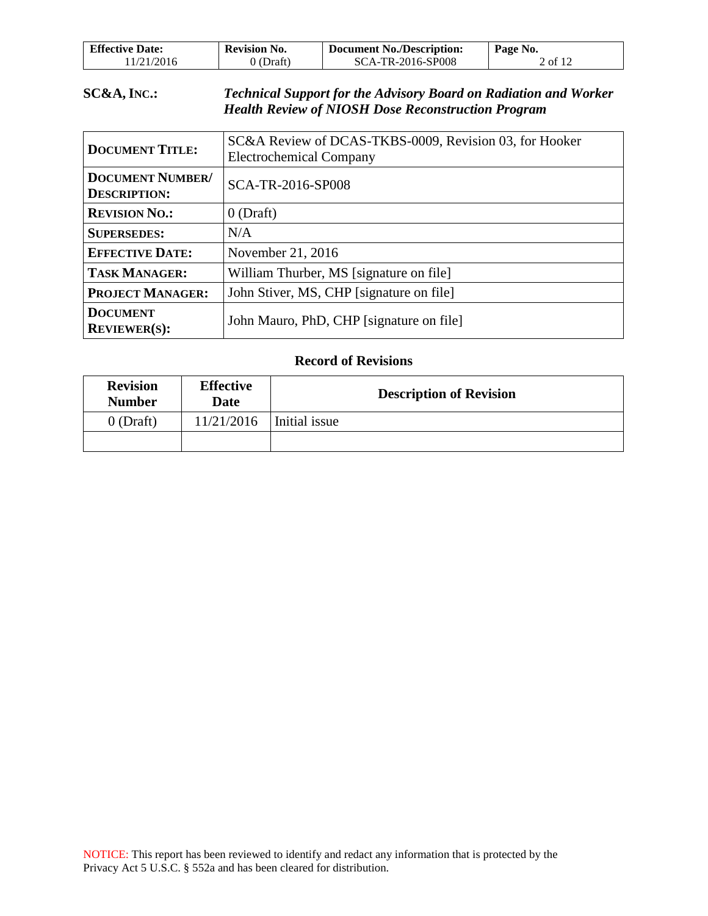**SC&A, INC.:** ***Technical Support for the Advisory Board on Radiation and Worker Health Review of NIOSH Dose Reconstruction Program***

| | |
|---|---|
| **DOCUMENT TITLE:** | SC&A Review of DCAS-TKBS-0009, Revision 03, for Hooker Electrochemical Company |
| **DOCUMENT NUMBER/ DESCRIPTION:** | SCA-TR-2016-SP008 |
| **REVISION NO.:** | 0 (Draft) |
| **SUPERSEDES:** | N/A |
| **EFFECTIVE DATE:** | November 21, 2016 |
| **TASK MANAGER:** | William Thurber, MS [signature on file] |
| **PROJECT MANAGER:** | John Stiver, MS, CHP [signature on file] |
| **DOCUMENT REVIEWER(S):** | John Mauro, PhD, CHP [signature on file] |

**Record of Revisions**

| Revision Number | Effective Date | Description of Revision |
|---|---|---|
| 0 (Draft) | 11/21/2016 | Initial issue |
| | | |

NOTICE: This report has been reviewed to identify and redact any information that is protected by the Privacy Act 5 U.S.C. § 552a and has been cleared for distribution.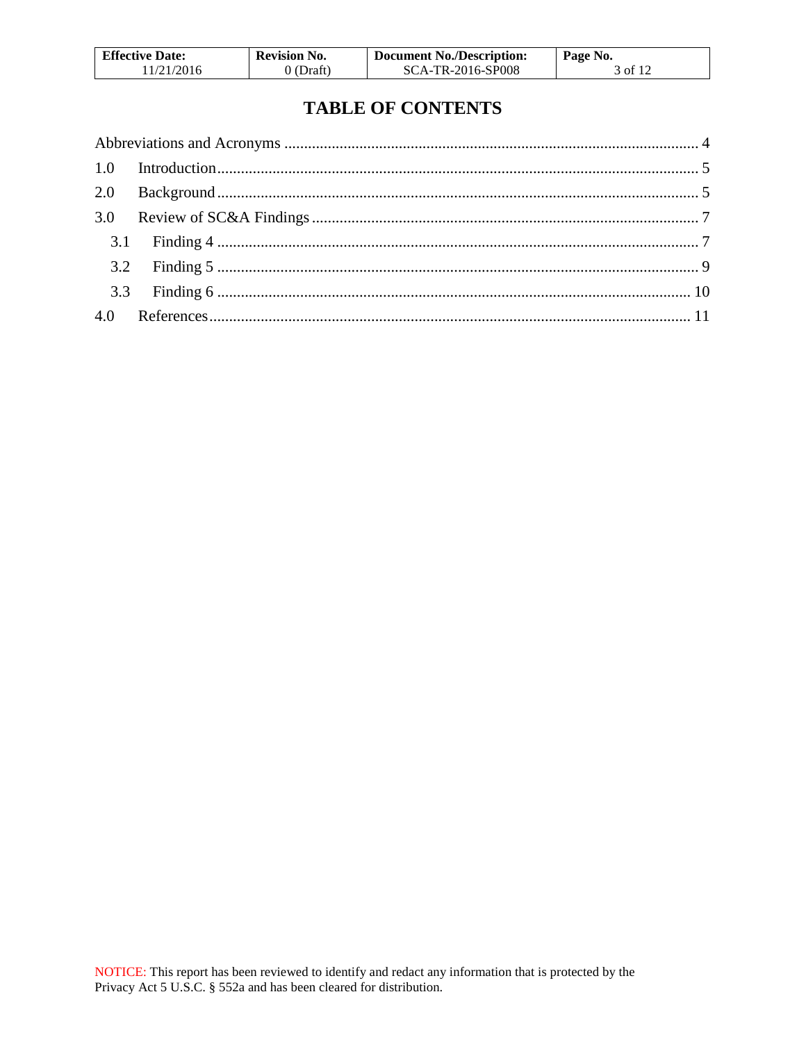# TABLE OF CONTENTS

Abbreviations and Acronyms ........................................................................................................ 4

1.0 Introduction......................................................................................................................... 5

2.0 Background ......................................................................................................................... 5

3.0 Review of SC&A Findings ................................................................................................. 7

3.1 Finding 4 ........................................................................................................................ 7

3.2 Finding 5 ........................................................................................................................ 9

3.3 Finding 6 ...................................................................................................................... 10

4.0 References......................................................................................................................... 11

NOTICE: This report has been reviewed to identify and redact any information that is protected by the Privacy Act 5 U.S.C. § 552a and has been cleared for distribution.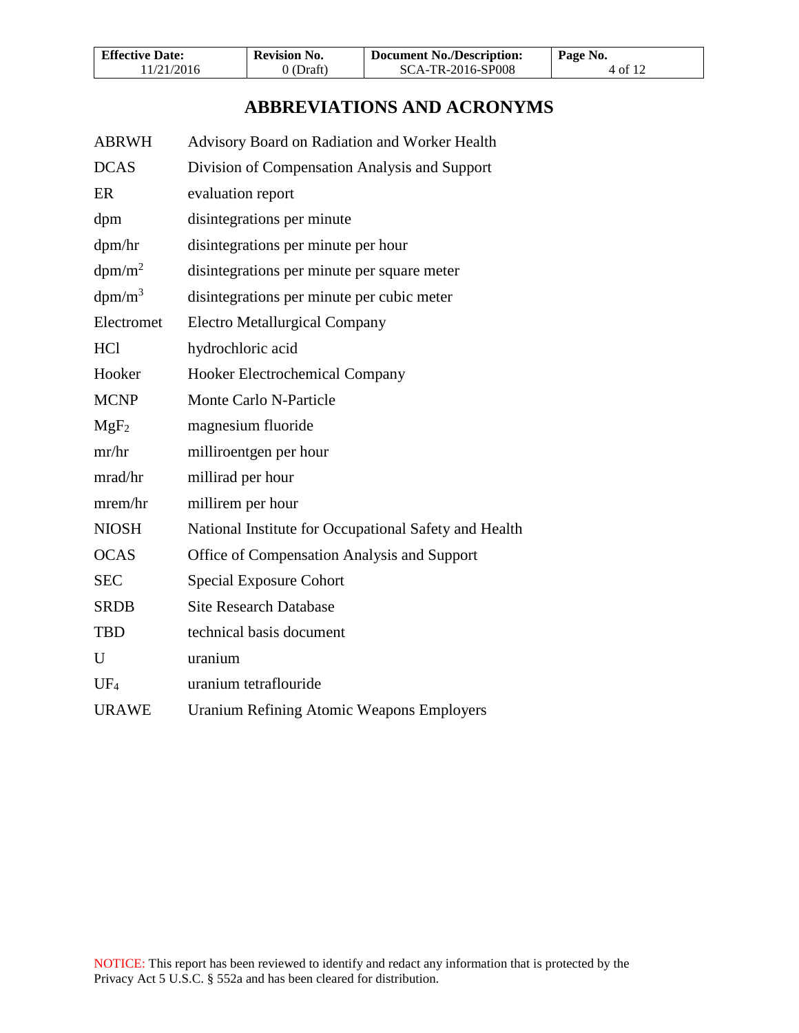# ABBREVIATIONS AND ACRONYMS

| | |
|---|---|
| ABRWH | Advisory Board on Radiation and Worker Health |
| DCAS | Division of Compensation Analysis and Support |
| ER | evaluation report |
| dpm | disintegrations per minute |
| dpm/hr | disintegrations per minute per hour |
| $dpm/m^2$ | disintegrations per minute per square meter |
| $dpm/m^3$ | disintegrations per minute per cubic meter |
| Electromet | Electro Metallurgical Company |
| HCl | hydrochloric acid |
| Hooker | Hooker Electrochemical Company |
| MCNP | Monte Carlo N-Particle |
| $MgF_2$ | magnesium fluoride |
| mr/hr | milliroentgen per hour |
| mrad/hr | millirad per hour |
| mrem/hr | millirem per hour |
| NIOSH | National Institute for Occupational Safety and Health |
| OCAS | Office of Compensation Analysis and Support |
| SEC | Special Exposure Cohort |
| SRDB | Site Research Database |
| TBD | technical basis document |
| U | uranium |
| $UF_4$ | uranium tetraflouride |
| URAWE | Uranium Refining Atomic Weapons Employers |

NOTICE: This report has been reviewed to identify and redact any information that is protected by the Privacy Act 5 U.S.C. § 552a and has been cleared for distribution.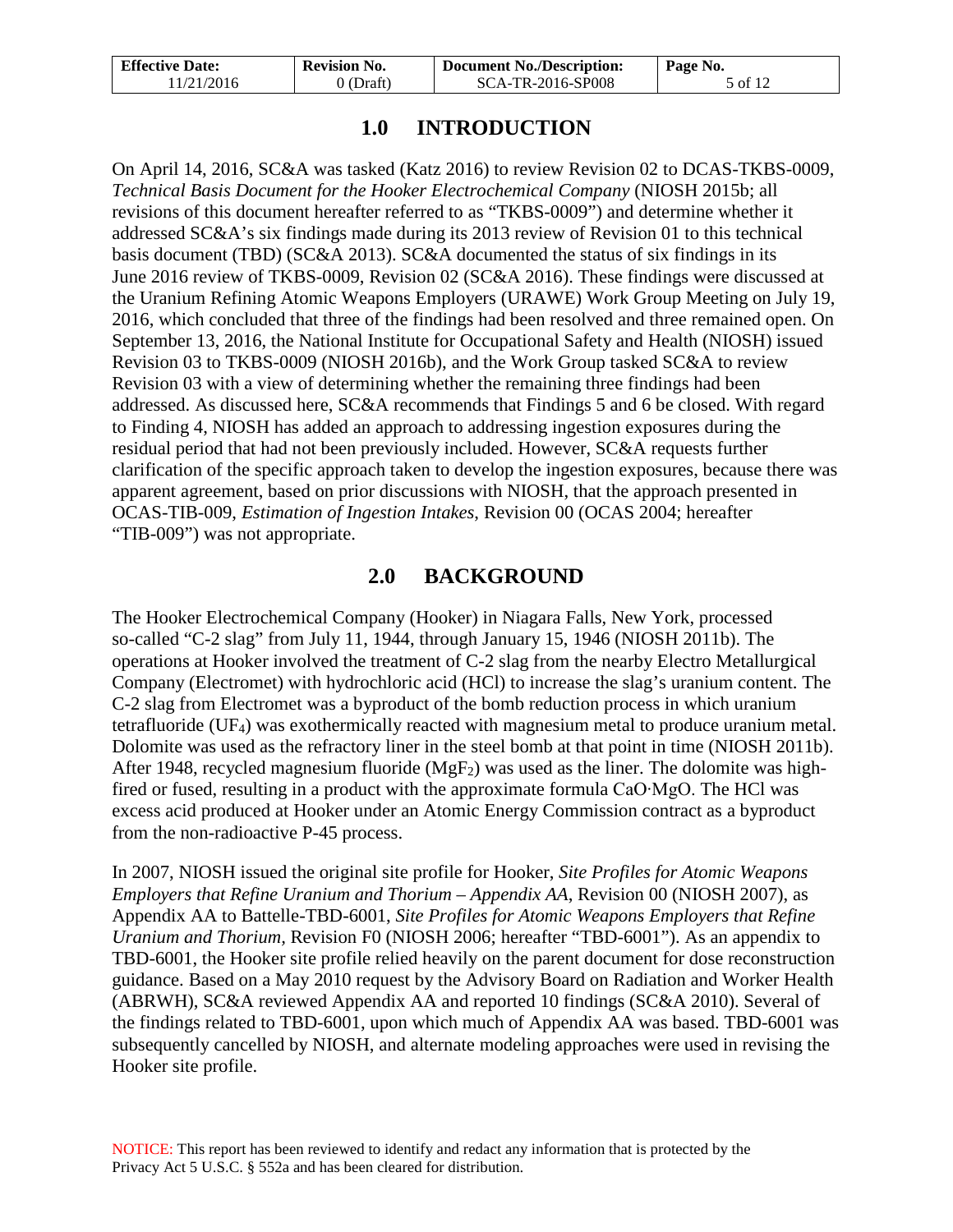# 1.0 INTRODUCTION

On April 14, 2016, SC&A was tasked (Katz 2016) to review Revision 02 to DCAS-TKBS-0009, *Technical Basis Document for the Hooker Electrochemical Company* (NIOSH 2015b; all revisions of this document hereafter referred to as "TKBS-0009") and determine whether it addressed SC&A's six findings made during its 2013 review of Revision 01 to this technical basis document (TBD) (SC&A 2013). SC&A documented the status of six findings in its June 2016 review of TKBS-0009, Revision 02 (SC&A 2016). These findings were discussed at the Uranium Refining Atomic Weapons Employers (URAWE) Work Group Meeting on July 19, 2016, which concluded that three of the findings had been resolved and three remained open. On September 13, 2016, the National Institute for Occupational Safety and Health (NIOSH) issued Revision 03 to TKBS-0009 (NIOSH 2016b), and the Work Group tasked SC&A to review Revision 03 with a view of determining whether the remaining three findings had been addressed. As discussed here, SC&A recommends that Findings 5 and 6 be closed. With regard to Finding 4, NIOSH has added an approach to addressing ingestion exposures during the residual period that had not been previously included. However, SC&A requests further clarification of the specific approach taken to develop the ingestion exposures, because there was apparent agreement, based on prior discussions with NIOSH, that the approach presented in OCAS-TIB-009, *Estimation of Ingestion Intakes*, Revision 00 (OCAS 2004; hereafter "TIB-009") was not appropriate.

# 2.0 BACKGROUND

The Hooker Electrochemical Company (Hooker) in Niagara Falls, New York, processed so-called "C-2 slag" from July 11, 1944, through January 15, 1946 (NIOSH 2011b). The operations at Hooker involved the treatment of C-2 slag from the nearby Electro Metallurgical Company (Electromet) with hydrochloric acid (HCl) to increase the slag's uranium content. The C-2 slag from Electromet was a byproduct of the bomb reduction process in which uranium tetrafluoride ($UF_4$) was exothermically reacted with magnesium metal to produce uranium metal. Dolomite was used as the refractory liner in the steel bomb at that point in time (NIOSH 2011b). After 1948, recycled magnesium fluoride ($MgF_2$) was used as the liner. The dolomite was high-fired or fused, resulting in a product with the approximate formula $CaO{\cdot}MgO$. The HCl was excess acid produced at Hooker under an Atomic Energy Commission contract as a byproduct from the non-radioactive P-45 process.

In 2007, NIOSH issued the original site profile for Hooker, *Site Profiles for Atomic Weapons Employers that Refine Uranium and Thorium – Appendix AA*, Revision 00 (NIOSH 2007), as Appendix AA to Battelle-TBD-6001, *Site Profiles for Atomic Weapons Employers that Refine Uranium and Thorium,* Revision F0 (NIOSH 2006; hereafter "TBD-6001"). As an appendix to TBD-6001, the Hooker site profile relied heavily on the parent document for dose reconstruction guidance. Based on a May 2010 request by the Advisory Board on Radiation and Worker Health (ABRWH), SC&A reviewed Appendix AA and reported 10 findings (SC&A 2010). Several of the findings related to TBD-6001, upon which much of Appendix AA was based. TBD-6001 was subsequently cancelled by NIOSH, and alternate modeling approaches were used in revising the Hooker site profile.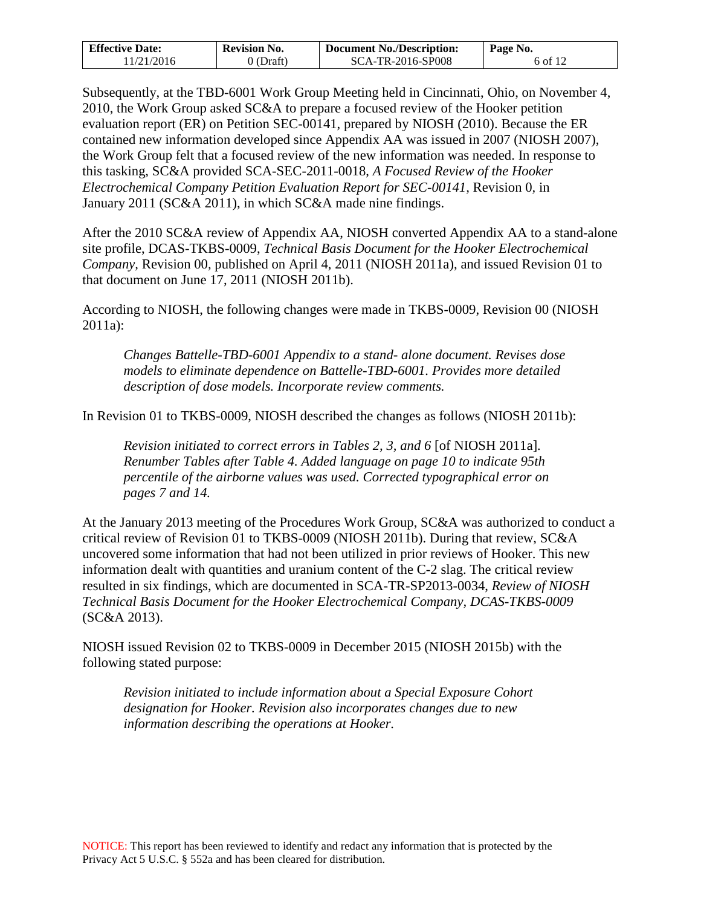Subsequently, at the TBD-6001 Work Group Meeting held in Cincinnati, Ohio, on November 4, 2010, the Work Group asked SC&A to prepare a focused review of the Hooker petition evaluation report (ER) on Petition SEC-00141, prepared by NIOSH (2010). Because the ER contained new information developed since Appendix AA was issued in 2007 (NIOSH 2007), the Work Group felt that a focused review of the new information was needed. In response to this tasking, SC&A provided SCA-SEC-2011-0018, *A Focused Review of the Hooker Electrochemical Company Petition Evaluation Report for SEC-00141*, Revision 0, in January 2011 (SC&A 2011), in which SC&A made nine findings.

After the 2010 SC&A review of Appendix AA, NIOSH converted Appendix AA to a stand-alone site profile, DCAS-TKBS-0009, *Technical Basis Document for the Hooker Electrochemical Company*, Revision 00, published on April 4, 2011 (NIOSH 2011a), and issued Revision 01 to that document on June 17, 2011 (NIOSH 2011b).

According to NIOSH, the following changes were made in TKBS-0009, Revision 00 (NIOSH 2011a):

> *Changes Battelle-TBD-6001 Appendix to a stand- alone document. Revises dose models to eliminate dependence on Battelle-TBD-6001. Provides more detailed description of dose models. Incorporate review comments.*

In Revision 01 to TKBS-0009, NIOSH described the changes as follows (NIOSH 2011b):

> *Revision initiated to correct errors in Tables 2, 3, and 6* [of NIOSH 2011a]*. Renumber Tables after Table 4. Added language on page 10 to indicate 95th percentile of the airborne values was used. Corrected typographical error on pages 7 and 14.*

At the January 2013 meeting of the Procedures Work Group, SC&A was authorized to conduct a critical review of Revision 01 to TKBS-0009 (NIOSH 2011b). During that review, SC&A uncovered some information that had not been utilized in prior reviews of Hooker. This new information dealt with quantities and uranium content of the C-2 slag. The critical review resulted in six findings, which are documented in SCA-TR-SP2013-0034, *Review of NIOSH Technical Basis Document for the Hooker Electrochemical Company, DCAS-TKBS-0009* (SC&A 2013).

NIOSH issued Revision 02 to TKBS-0009 in December 2015 (NIOSH 2015b) with the following stated purpose:

> *Revision initiated to include information about a Special Exposure Cohort designation for Hooker. Revision also incorporates changes due to new information describing the operations at Hooker.*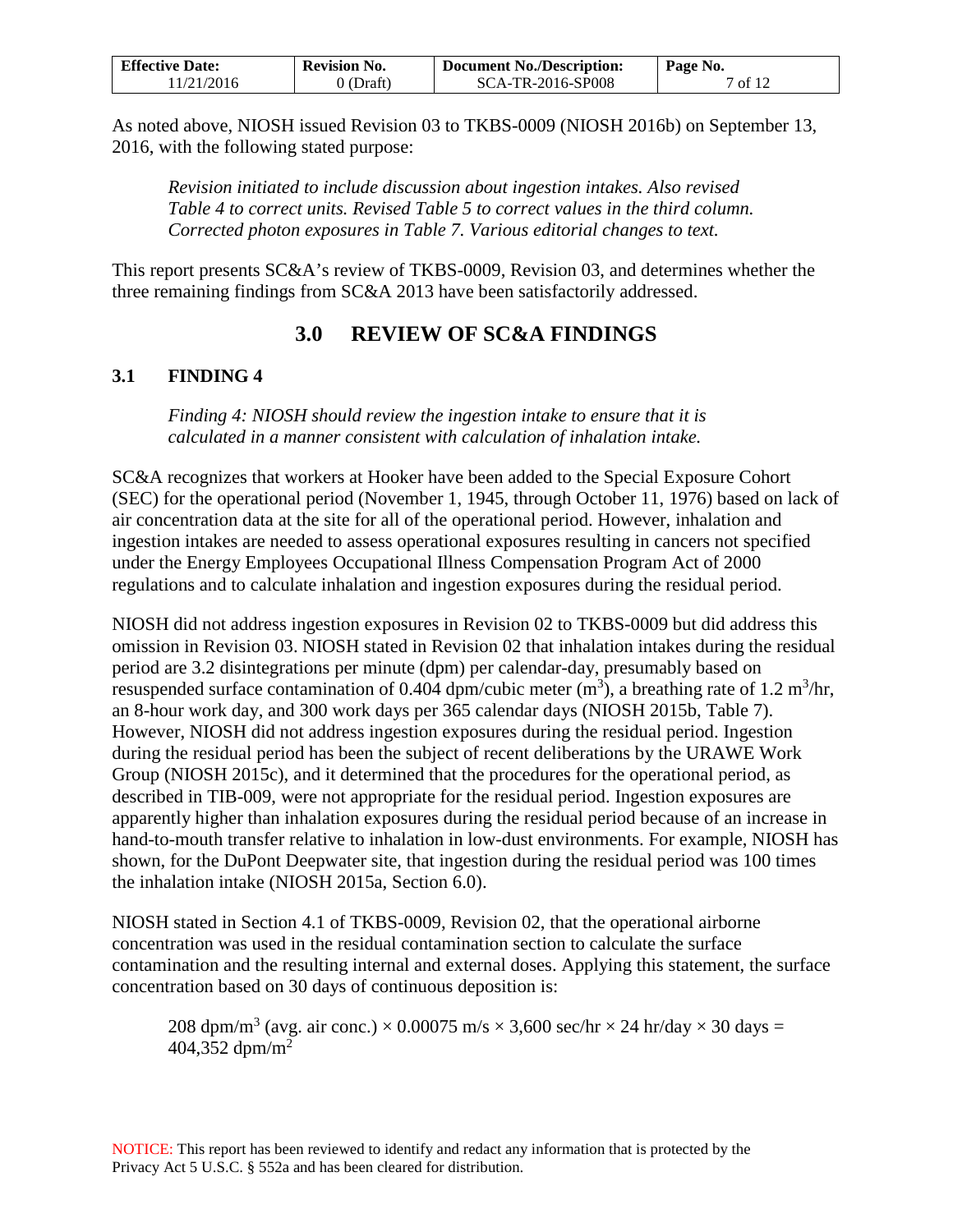As noted above, NIOSH issued Revision 03 to TKBS-0009 (NIOSH 2016b) on September 13, 2016, with the following stated purpose:

> *Revision initiated to include discussion about ingestion intakes. Also revised Table 4 to correct units. Revised Table 5 to correct values in the third column. Corrected photon exposures in Table 7. Various editorial changes to text.*

This report presents SC&A's review of TKBS-0009, Revision 03, and determines whether the three remaining findings from SC&A 2013 have been satisfactorily addressed.

# 3.0 REVIEW OF SC&A FINDINGS

## 3.1 FINDING 4

> *Finding 4: NIOSH should review the ingestion intake to ensure that it is calculated in a manner consistent with calculation of inhalation intake.*

SC&A recognizes that workers at Hooker have been added to the Special Exposure Cohort (SEC) for the operational period (November 1, 1945, through October 11, 1976) based on lack of air concentration data at the site for all of the operational period. However, inhalation and ingestion intakes are needed to assess operational exposures resulting in cancers not specified under the Energy Employees Occupational Illness Compensation Program Act of 2000 regulations and to calculate inhalation and ingestion exposures during the residual period.

NIOSH did not address ingestion exposures in Revision 02 to TKBS-0009 but did address this omission in Revision 03. NIOSH stated in Revision 02 that inhalation intakes during the residual period are 3.2 disintegrations per minute (dpm) per calendar-day, presumably based on resuspended surface contamination of 0.404 dpm/cubic meter ($m^3$), a breathing rate of 1.2 $m^3$/hr, an 8-hour work day, and 300 work days per 365 calendar days (NIOSH 2015b, Table 7). However, NIOSH did not address ingestion exposures during the residual period. Ingestion during the residual period has been the subject of recent deliberations by the URAWE Work Group (NIOSH 2015c), and it determined that the procedures for the operational period, as described in TIB-009, were not appropriate for the residual period. Ingestion exposures are apparently higher than inhalation exposures during the residual period because of an increase in hand-to-mouth transfer relative to inhalation in low-dust environments. For example, NIOSH has shown, for the DuPont Deepwater site, that ingestion during the residual period was 100 times the inhalation intake (NIOSH 2015a, Section 6.0).

NIOSH stated in Section 4.1 of TKBS-0009, Revision 02, that the operational airborne concentration was used in the residual contamination section to calculate the surface contamination and the resulting internal and external doses. Applying this statement, the surface concentration based on 30 days of continuous deposition is:

$$208 \text{ dpm/m}^3 \text{ (avg. air conc.)} \times 0.00075 \text{ m/s} \times 3{,}600 \text{ sec/hr} \times 24 \text{ hr/day} \times 30 \text{ days} = 404{,}352 \text{ dpm/m}^2$$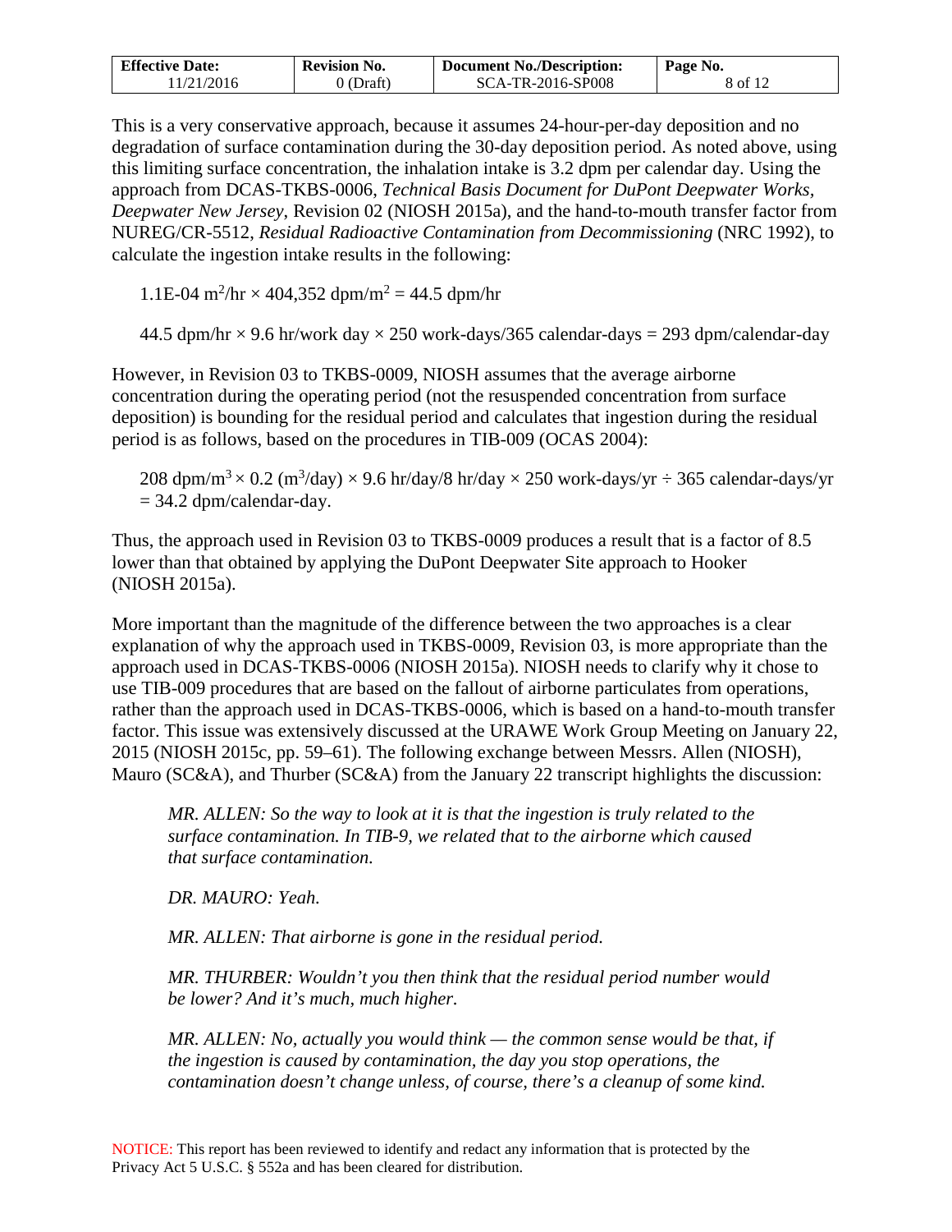This is a very conservative approach, because it assumes 24-hour-per-day deposition and no degradation of surface contamination during the 30-day deposition period. As noted above, using this limiting surface concentration, the inhalation intake is 3.2 dpm per calendar day. Using the approach from DCAS-TKBS-0006, *Technical Basis Document for DuPont Deepwater Works, Deepwater New Jersey*, Revision 02 (NIOSH 2015a), and the hand-to-mouth transfer factor from NUREG/CR-5512, *Residual Radioactive Contamination from Decommissioning* (NRC 1992), to calculate the ingestion intake results in the following:

$$1.1\text{E-}04\ \text{m}^2/\text{hr} \times 404{,}352\ \text{dpm/m}^2 = 44.5\ \text{dpm/hr}$$

$$44.5\ \text{dpm/hr} \times 9.6\ \text{hr/work day} \times 250\ \text{work-days}/365\ \text{calendar-days} = 293\ \text{dpm/calendar-day}$$

However, in Revision 03 to TKBS-0009, NIOSH assumes that the average airborne concentration during the operating period (not the resuspended concentration from surface deposition) is bounding for the residual period and calculates that ingestion during the residual period is as follows, based on the procedures in TIB-009 (OCAS 2004):

$$208\ \text{dpm/m}^3 \times 0.2\ (\text{m}^3/\text{day}) \times 9.6\ \text{hr/day}/8\ \text{hr/day} \times 250\ \text{work-days/yr} \div 365\ \text{calendar-days/yr} = 34.2\ \text{dpm/calendar-day}.$$

Thus, the approach used in Revision 03 to TKBS-0009 produces a result that is a factor of 8.5 lower than that obtained by applying the DuPont Deepwater Site approach to Hooker (NIOSH 2015a).

More important than the magnitude of the difference between the two approaches is a clear explanation of why the approach used in TKBS-0009, Revision 03, is more appropriate than the approach used in DCAS-TKBS-0006 (NIOSH 2015a). NIOSH needs to clarify why it chose to use TIB-009 procedures that are based on the fallout of airborne particulates from operations, rather than the approach used in DCAS-TKBS-0006, which is based on a hand-to-mouth transfer factor. This issue was extensively discussed at the URAWE Work Group Meeting on January 22, 2015 (NIOSH 2015c, pp. 59–61). The following exchange between Messrs. Allen (NIOSH), Mauro (SC&A), and Thurber (SC&A) from the January 22 transcript highlights the discussion:

> *MR. ALLEN: So the way to look at it is that the ingestion is truly related to the surface contamination. In TIB-9, we related that to the airborne which caused that surface contamination.*
>
> *DR. MAURO: Yeah.*
>
> *MR. ALLEN: That airborne is gone in the residual period.*
>
> *MR. THURBER: Wouldn't you then think that the residual period number would be lower? And it's much, much higher.*
>
> *MR. ALLEN: No, actually you would think — the common sense would be that, if the ingestion is caused by contamination, the day you stop operations, the contamination doesn't change unless, of course, there's a cleanup of some kind.*

NOTICE: This report has been reviewed to identify and redact any information that is protected by the Privacy Act 5 U.S.C. § 552a and has been cleared for distribution.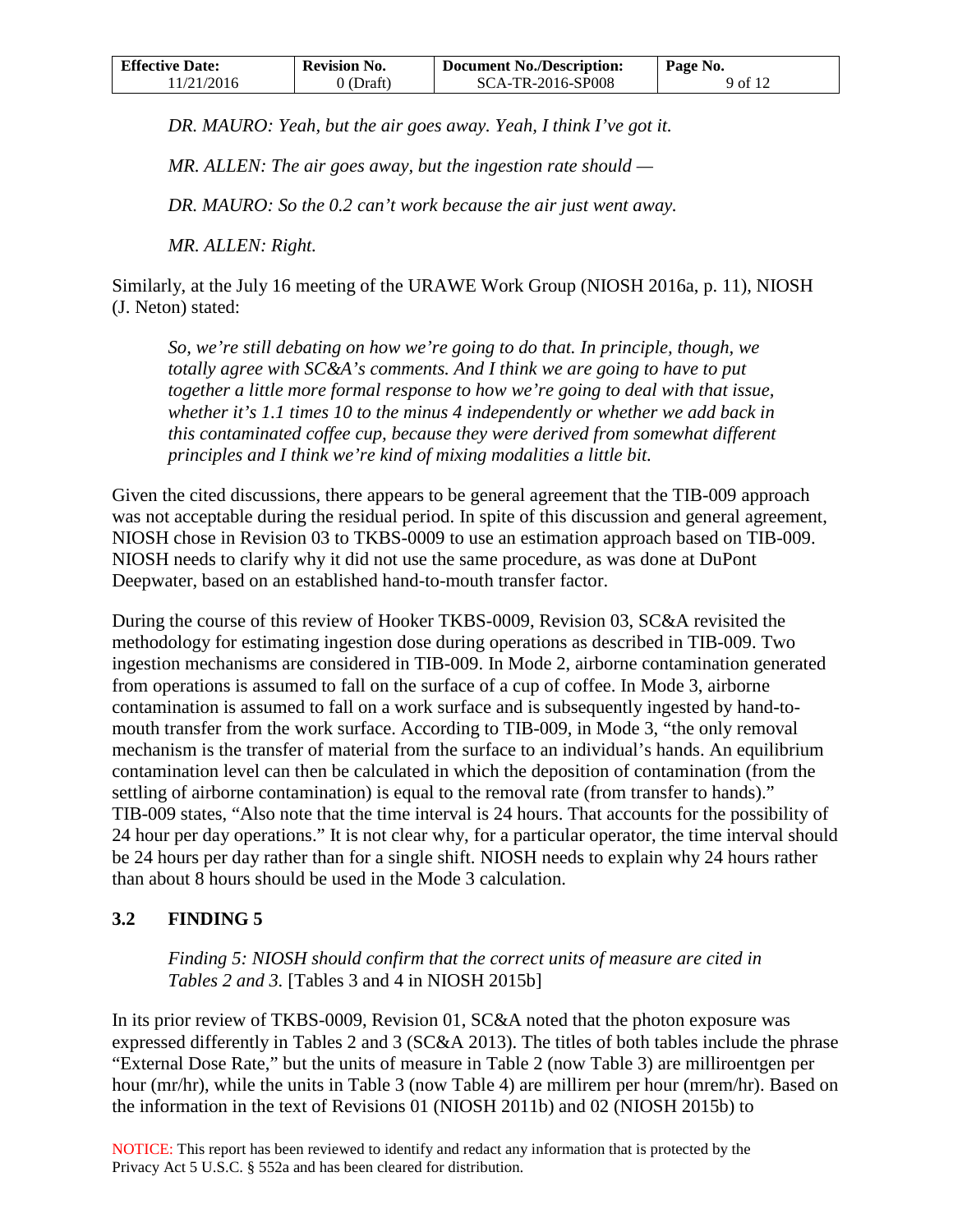*DR. MAURO: Yeah, but the air goes away. Yeah, I think I've got it.*

*MR. ALLEN: The air goes away, but the ingestion rate should —*

*DR. MAURO: So the 0.2 can't work because the air just went away.*

*MR. ALLEN: Right.*

Similarly, at the July 16 meeting of the URAWE Work Group (NIOSH 2016a, p. 11), NIOSH (J. Neton) stated:

> *So, we're still debating on how we're going to do that. In principle, though, we totally agree with SC&A's comments. And I think we are going to have to put together a little more formal response to how we're going to deal with that issue, whether it's 1.1 times 10 to the minus 4 independently or whether we add back in this contaminated coffee cup, because they were derived from somewhat different principles and I think we're kind of mixing modalities a little bit.*

Given the cited discussions, there appears to be general agreement that the TIB-009 approach was not acceptable during the residual period. In spite of this discussion and general agreement, NIOSH chose in Revision 03 to TKBS-0009 to use an estimation approach based on TIB-009. NIOSH needs to clarify why it did not use the same procedure, as was done at DuPont Deepwater, based on an established hand-to-mouth transfer factor.

During the course of this review of Hooker TKBS-0009, Revision 03, SC&A revisited the methodology for estimating ingestion dose during operations as described in TIB-009. Two ingestion mechanisms are considered in TIB-009. In Mode 2, airborne contamination generated from operations is assumed to fall on the surface of a cup of coffee. In Mode 3, airborne contamination is assumed to fall on a work surface and is subsequently ingested by hand-to-mouth transfer from the work surface. According to TIB-009, in Mode 3, "the only removal mechanism is the transfer of material from the surface to an individual's hands. An equilibrium contamination level can then be calculated in which the deposition of contamination (from the settling of airborne contamination) is equal to the removal rate (from transfer to hands)." TIB-009 states, "Also note that the time interval is 24 hours. That accounts for the possibility of 24 hour per day operations." It is not clear why, for a particular operator, the time interval should be 24 hours per day rather than for a single shift. NIOSH needs to explain why 24 hours rather than about 8 hours should be used in the Mode 3 calculation.

## 3.2 FINDING 5

> *Finding 5: NIOSH should confirm that the correct units of measure are cited in Tables 2 and 3.* [Tables 3 and 4 in NIOSH 2015b]

In its prior review of TKBS-0009, Revision 01, SC&A noted that the photon exposure was expressed differently in Tables 2 and 3 (SC&A 2013). The titles of both tables include the phrase "External Dose Rate," but the units of measure in Table 2 (now Table 3) are milliroentgen per hour (mr/hr), while the units in Table 3 (now Table 4) are millirem per hour (mrem/hr). Based on the information in the text of Revisions 01 (NIOSH 2011b) and 02 (NIOSH 2015b) to

NOTICE: This report has been reviewed to identify and redact any information that is protected by the Privacy Act 5 U.S.C. § 552a and has been cleared for distribution.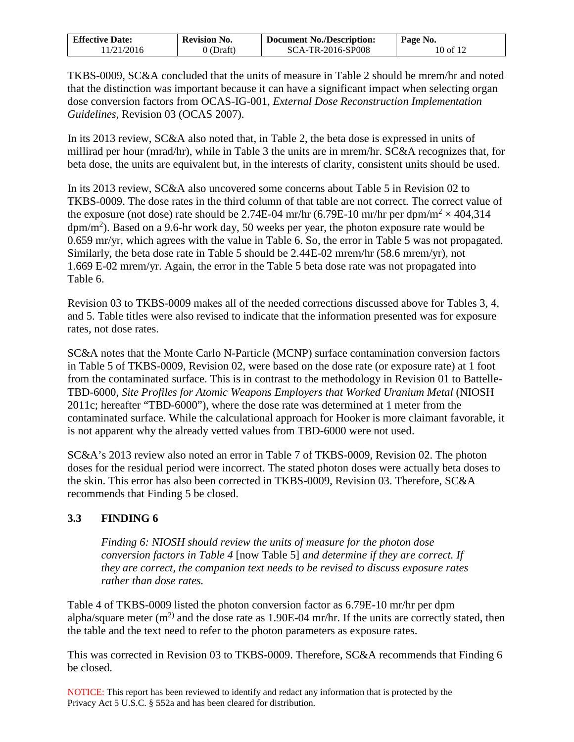TKBS-0009, SC&A concluded that the units of measure in Table 2 should be mrem/hr and noted that the distinction was important because it can have a significant impact when selecting organ dose conversion factors from OCAS-IG-001, *External Dose Reconstruction Implementation Guidelines*, Revision 03 (OCAS 2007).

In its 2013 review, SC&A also noted that, in Table 2, the beta dose is expressed in units of millirad per hour (mrad/hr), while in Table 3 the units are in mrem/hr. SC&A recognizes that, for beta dose, the units are equivalent but, in the interests of clarity, consistent units should be used.

In its 2013 review, SC&A also uncovered some concerns about Table 5 in Revision 02 to TKBS-0009. The dose rates in the third column of that table are not correct. The correct value of the exposure (not dose) rate should be 2.74E-04 mr/hr (6.79E-10 mr/hr per dpm/m$^2$ × 404,314 dpm/m$^2$). Based on a 9.6-hr work day, 50 weeks per year, the photon exposure rate would be 0.659 mr/yr, which agrees with the value in Table 6. So, the error in Table 5 was not propagated. Similarly, the beta dose rate in Table 5 should be 2.44E-02 mrem/hr (58.6 mrem/yr), not 1.669 E-02 mrem/yr. Again, the error in the Table 5 beta dose rate was not propagated into Table 6.

Revision 03 to TKBS-0009 makes all of the needed corrections discussed above for Tables 3, 4, and 5. Table titles were also revised to indicate that the information presented was for exposure rates, not dose rates.

SC&A notes that the Monte Carlo N-Particle (MCNP) surface contamination conversion factors in Table 5 of TKBS-0009, Revision 02, were based on the dose rate (or exposure rate) at 1 foot from the contaminated surface. This is in contrast to the methodology in Revision 01 to Battelle-TBD-6000, *Site Profiles for Atomic Weapons Employers that Worked Uranium Metal* (NIOSH 2011c; hereafter "TBD-6000"), where the dose rate was determined at 1 meter from the contaminated surface. While the calculational approach for Hooker is more claimant favorable, it is not apparent why the already vetted values from TBD-6000 were not used.

SC&A's 2013 review also noted an error in Table 7 of TKBS-0009, Revision 02. The photon doses for the residual period were incorrect. The stated photon doses were actually beta doses to the skin. This error has also been corrected in TKBS-0009, Revision 03. Therefore, SC&A recommends that Finding 5 be closed.

## 3.3 FINDING 6

> *Finding 6: NIOSH should review the units of measure for the photon dose conversion factors in Table 4* [now Table 5] *and determine if they are correct. If they are correct, the companion text needs to be revised to discuss exposure rates rather than dose rates.*

Table 4 of TKBS-0009 listed the photon conversion factor as 6.79E-10 mr/hr per dpm alpha/square meter (m$^2$) and the dose rate as 1.90E-04 mr/hr. If the units are correctly stated, then the table and the text need to refer to the photon parameters as exposure rates.

This was corrected in Revision 03 to TKBS-0009. Therefore, SC&A recommends that Finding 6 be closed.

NOTICE: This report has been reviewed to identify and redact any information that is protected by the Privacy Act 5 U.S.C. § 552a and has been cleared for distribution.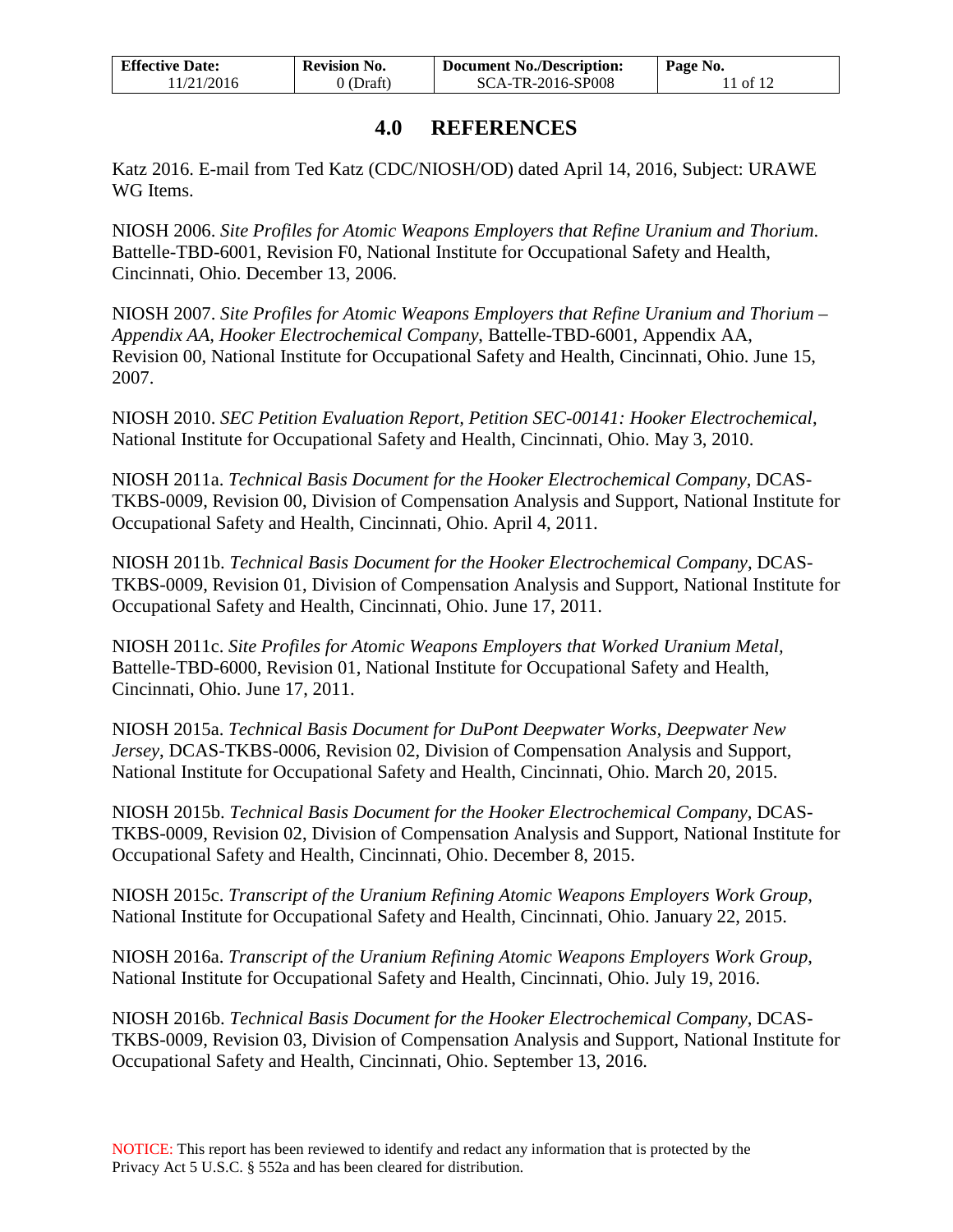# 4.0 REFERENCES

Katz 2016. E-mail from Ted Katz (CDC/NIOSH/OD) dated April 14, 2016, Subject: URAWE WG Items.

NIOSH 2006. *Site Profiles for Atomic Weapons Employers that Refine Uranium and Thorium*. Battelle-TBD-6001, Revision F0, National Institute for Occupational Safety and Health, Cincinnati, Ohio. December 13, 2006.

NIOSH 2007. *Site Profiles for Atomic Weapons Employers that Refine Uranium and Thorium – Appendix AA, Hooker Electrochemical Company*, Battelle-TBD-6001, Appendix AA, Revision 00, National Institute for Occupational Safety and Health, Cincinnati, Ohio. June 15, 2007.

NIOSH 2010. *SEC Petition Evaluation Report, Petition SEC-00141: Hooker Electrochemical*, National Institute for Occupational Safety and Health, Cincinnati, Ohio. May 3, 2010.

NIOSH 2011a. *Technical Basis Document for the Hooker Electrochemical Company*, DCAS-TKBS-0009, Revision 00, Division of Compensation Analysis and Support, National Institute for Occupational Safety and Health, Cincinnati, Ohio. April 4, 2011.

NIOSH 2011b. *Technical Basis Document for the Hooker Electrochemical Company*, DCAS-TKBS-0009, Revision 01, Division of Compensation Analysis and Support, National Institute for Occupational Safety and Health, Cincinnati, Ohio. June 17, 2011.

NIOSH 2011c. *Site Profiles for Atomic Weapons Employers that Worked Uranium Metal*, Battelle-TBD-6000, Revision 01, National Institute for Occupational Safety and Health, Cincinnati, Ohio. June 17, 2011.

NIOSH 2015a. *Technical Basis Document for DuPont Deepwater Works, Deepwater New Jersey*, DCAS-TKBS-0006, Revision 02, Division of Compensation Analysis and Support, National Institute for Occupational Safety and Health, Cincinnati, Ohio. March 20, 2015.

NIOSH 2015b. *Technical Basis Document for the Hooker Electrochemical Company*, DCAS-TKBS-0009, Revision 02, Division of Compensation Analysis and Support, National Institute for Occupational Safety and Health, Cincinnati, Ohio. December 8, 2015.

NIOSH 2015c. *Transcript of the Uranium Refining Atomic Weapons Employers Work Group*, National Institute for Occupational Safety and Health, Cincinnati, Ohio. January 22, 2015.

NIOSH 2016a. *Transcript of the Uranium Refining Atomic Weapons Employers Work Group*, National Institute for Occupational Safety and Health, Cincinnati, Ohio. July 19, 2016.

NIOSH 2016b. *Technical Basis Document for the Hooker Electrochemical Company*, DCAS-TKBS-0009, Revision 03, Division of Compensation Analysis and Support, National Institute for Occupational Safety and Health, Cincinnati, Ohio. September 13, 2016.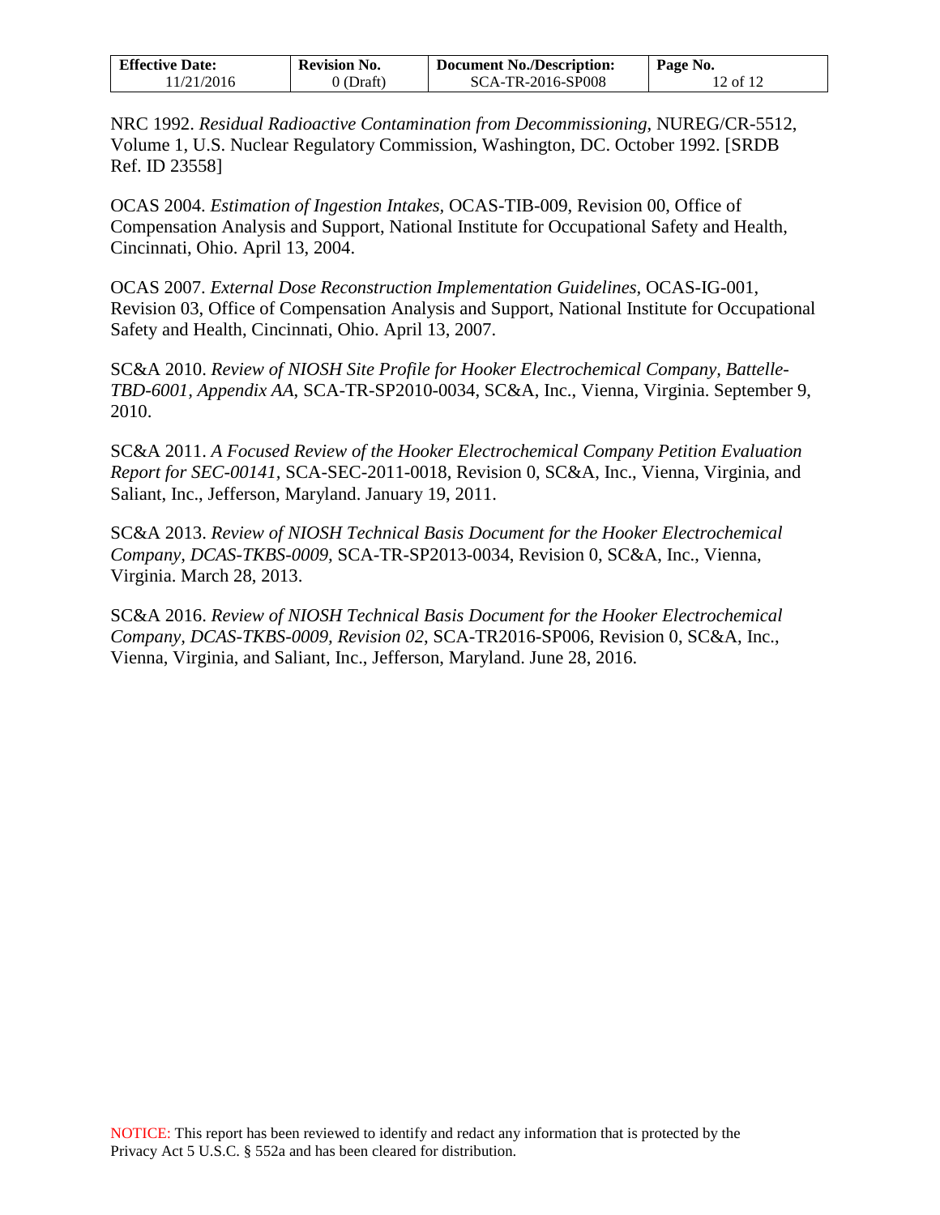NRC 1992. *Residual Radioactive Contamination from Decommissioning*, NUREG/CR-5512, Volume 1, U.S. Nuclear Regulatory Commission, Washington, DC. October 1992. [SRDB Ref. ID 23558]

OCAS 2004. *Estimation of Ingestion Intakes,* OCAS-TIB-009, Revision 00, Office of Compensation Analysis and Support, National Institute for Occupational Safety and Health, Cincinnati, Ohio. April 13, 2004.

OCAS 2007. *External Dose Reconstruction Implementation Guidelines*, OCAS-IG-001, Revision 03, Office of Compensation Analysis and Support, National Institute for Occupational Safety and Health, Cincinnati, Ohio. April 13, 2007.

SC&A 2010. *Review of NIOSH Site Profile for Hooker Electrochemical Company, Battelle-TBD-6001, Appendix AA,* SCA-TR-SP2010-0034, SC&A, Inc., Vienna, Virginia. September 9, 2010.

SC&A 2011. *A Focused Review of the Hooker Electrochemical Company Petition Evaluation Report for SEC-00141,* SCA-SEC-2011-0018, Revision 0, SC&A, Inc., Vienna, Virginia, and Saliant, Inc., Jefferson, Maryland. January 19, 2011.

SC&A 2013. *Review of NIOSH Technical Basis Document for the Hooker Electrochemical Company, DCAS-TKBS-0009,* SCA-TR-SP2013-0034, Revision 0, SC&A, Inc., Vienna, Virginia. March 28, 2013.

SC&A 2016. *Review of NIOSH Technical Basis Document for the Hooker Electrochemical Company, DCAS-TKBS-0009, Revision 02,* SCA-TR2016-SP006, Revision 0, SC&A, Inc., Vienna, Virginia, and Saliant, Inc., Jefferson, Maryland. June 28, 2016.

NOTICE: This report has been reviewed to identify and redact any information that is protected by the Privacy Act 5 U.S.C. § 552a and has been cleared for distribution.